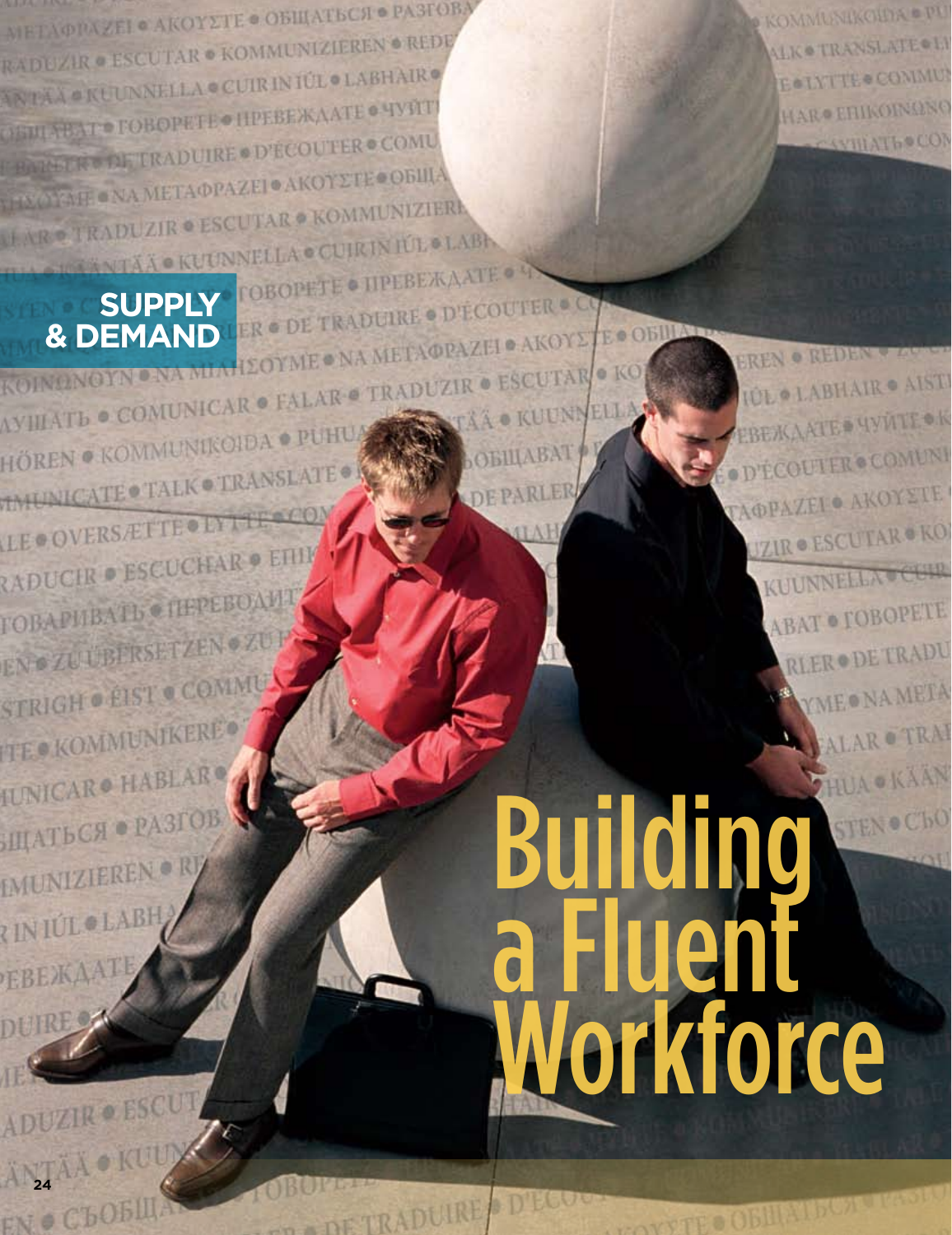SUPPLY & DEMAND

# Building a Fluent Workforce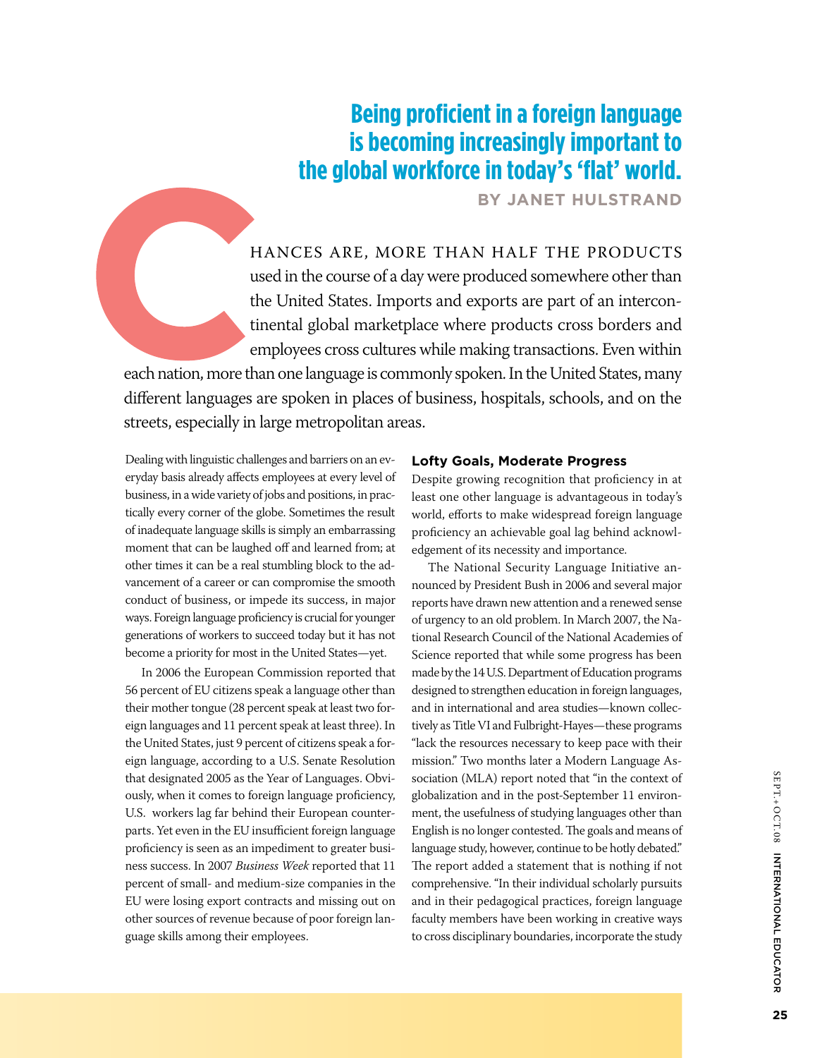## Being proficient in a foreign language is becoming increasingly important to the global workforce in today's 'flat' world.

**BY JANET HULSTRAND**

CHANCES ARE, MORE THAN HALF THE PRODUCTS used in the course of a day were produced somewhere other than the United States. Imports and exports are part of an intercontinental global marketplace where products cross borders and employees cross cultures while making transactions. Even within each nation, more than one language is commonly spoken. In the United States, many different languages are spoken in places of business, hospitals, schools, and on the streets, especially in large metropolitan areas.

Dealing with linguistic challenges and barriers on an everyday basis already affects employees at every level of business, in a wide variety of jobs and positions, in practically every corner of the globe. Sometimes the result of inadequate language skills is simply an embarrassing moment that can be laughed off and learned from; at other times it can be a real stumbling block to the advancement of a career or can compromise the smooth conduct of business, or impede its success, in major ways. Foreign language proficiency is crucial for younger generations of workers to succeed today but it has not become a priority for most in the United States—yet.

In 2006 the European Commission reported that 56 percent of EU citizens speak a language other than their mother tongue (28 percent speak at least two foreign languages and 11 percent speak at least three). In the United States, just 9 percent of citizens speak a foreign language, according to a U.S. Senate Resolution that designated 2005 as the Year of Languages. Obviously, when it comes to foreign language proficiency, U.S. workers lag far behind their European counterparts. Yet even in the EU insufficient foreign language proficiency is seen as an impediment to greater business success. In 2007 *Business Week* reported that 11 percent of small- and medium-size companies in the EU were losing export contracts and missing out on other sources of revenue because of poor foreign language skills among their employees.

### Lofty Goals, Moderate Progress

Despite growing recognition that proficiency in at least one other language is advantageous in today's world, efforts to make widespread foreign language proficiency an achievable goal lag behind acknowledgement of its necessity and importance.

The National Security Language Initiative announced by President Bush in 2006 and several major reports have drawn new attention and a renewed sense of urgency to an old problem. In March 2007, the National Research Council of the National Academies of Science reported that while some progress has been made by the 14 U.S. Department of Education programs designed to strengthen education in foreign languages, and in international and area studies—known collectively as Title VI and Fulbright-Hayes—these programs "lack the resources necessary to keep pace with their mission." Two months later a Modern Language Association (MLA) report noted that "in the context of globalization and in the post-September 11 environment, the usefulness of studying languages other than English is no longer contested. The goals and means of language study, however, continue to be hotly debated." The report added a statement that is nothing if not comprehensive. "In their individual scholarly pursuits and in their pedagogical practices, foreign language faculty members have been working in creative ways to cross disciplinary boundaries, incorporate the study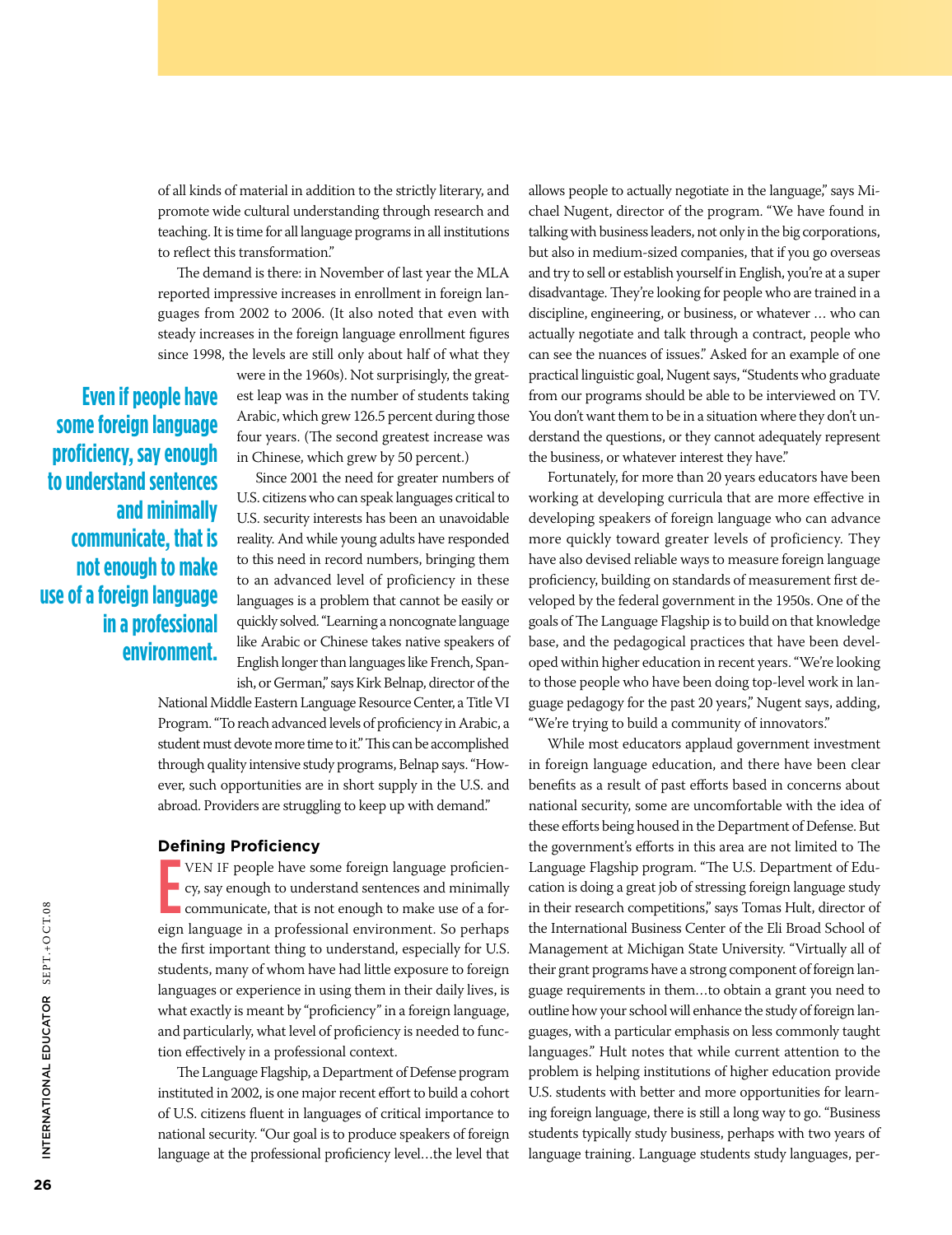of all kinds of material in addition to the strictly literary, and promote wide cultural understanding through research and teaching. It is time for all language programs in all institutions to reflect this transformation."

The demand is there: in November of last year the MLA reported impressive increases in enrollment in foreign languages from 2002 to 2006. (It also noted that even with steady increases in the foreign language enrollment figures since 1998, the levels are still only about half of what they were in the 1960s). Not surprisingly, the greatest leap was in the number of students taking Arabic, which grew 126.5 percent during those four years. (The second greatest increase was in Chinese, which grew by 50 percent.)

**Even if people have some foreign language proficiency, say enough to understand sentences and minimally communicate, that is not enough to make use of a foreign language in a professional environment.**

Since 2001 the need for greater numbers of U.S. citizens who can speak languages critical to U.S. security interests has been an unavoidable reality. And while young adults have responded to this need in record numbers, bringing them to an advanced level of proficiency in these languages is a problem that cannot be easily or quickly solved. "Learning a noncognate language like Arabic or Chinese takes native speakers of English longer than languages like French, Spanish, or German," says Kirk Belnap, director of the National Middle Eastern Language Resource Center, a Title VI Program. "To reach advanced levels of proficiency in Arabic, a student must devote more time to it." This can be accomplished through quality intensive study programs, Belnap says. "However, such opportunities are in short supply in the U.S. and abroad. Providers are struggling to keep up with demand."

## Defining Proficiency

Even if people have some foreign language proficiency, say enough to understand sentences and minimally communicate, that is not enough to make use of a foreign language in a professional environment. So perhaps the first important thing to understand, especially for U.S. students, many of whom have had little exposure to foreign languages or experience in using them in their daily lives, is what exactly is meant by "proficiency" in a foreign language, and particularly, what level of proficiency is needed to function effectively in a professional context.

The Language Flagship, a Department of Defense program instituted in 2002, is one major recent effort to build a cohort of U.S. citizens fluent in languages of critical importance to national security. "Our goal is to produce speakers of foreign language at the professional proficiency level…the level that allows people to actually negotiate in the language," says Michael Nugent, director of the program. "We have found in talking with business leaders, not only in the big corporations, but also in medium-sized companies, that if you go overseas and try to sell or establish yourself in English, you're at a super disadvantage. They're looking for people who are trained in a discipline, engineering, or business, or whatever … who can actually negotiate and talk through a contract, people who can see the nuances of issues." Asked for an example of one practical linguistic goal, Nugent says, "Students who graduate from our programs should be able to be interviewed on TV. You don't want them to be in a situation where they don't understand the questions, or they cannot adequately represent the business, or whatever interest they have."

Fortunately, for more than 20 years educators have been working at developing curricula that are more effective in developing speakers of foreign language who can advance more quickly toward greater levels of proficiency. They have also devised reliable ways to measure foreign language proficiency, building on standards of measurement first developed by the federal government in the 1950s. One of the goals of The Language Flagship is to build on that knowledge base, and the pedagogical practices that have been developed within higher education in recent years. "We're looking to those people who have been doing top-level work in language pedagogy for the past 20 years," Nugent says, adding, "We're trying to build a community of innovators."

While most educators applaud government investment in foreign language education, and there have been clear benefits as a result of past efforts based in concerns about national security, some are uncomfortable with the idea of these efforts being housed in the Department of Defense. But the government's efforts in this area are not limited to The Language Flagship program. "The U.S. Department of Education is doing a great job of stressing foreign language study in their research competitions," says Tomas Hult, director of the International Business Center of the Eli Broad School of Management at Michigan State University. "Virtually all of their grant programs have a strong component of foreign language requirements in them…to obtain a grant you need to outline how your school will enhance the study of foreign languages, with a particular emphasis on less commonly taught languages." Hult notes that while current attention to the problem is helping institutions of higher education provide U.S. students with better and more opportunities for learning foreign language, there is still a long way to go. "Business students typically study business, perhaps with two years of language training. Language students study languages, per-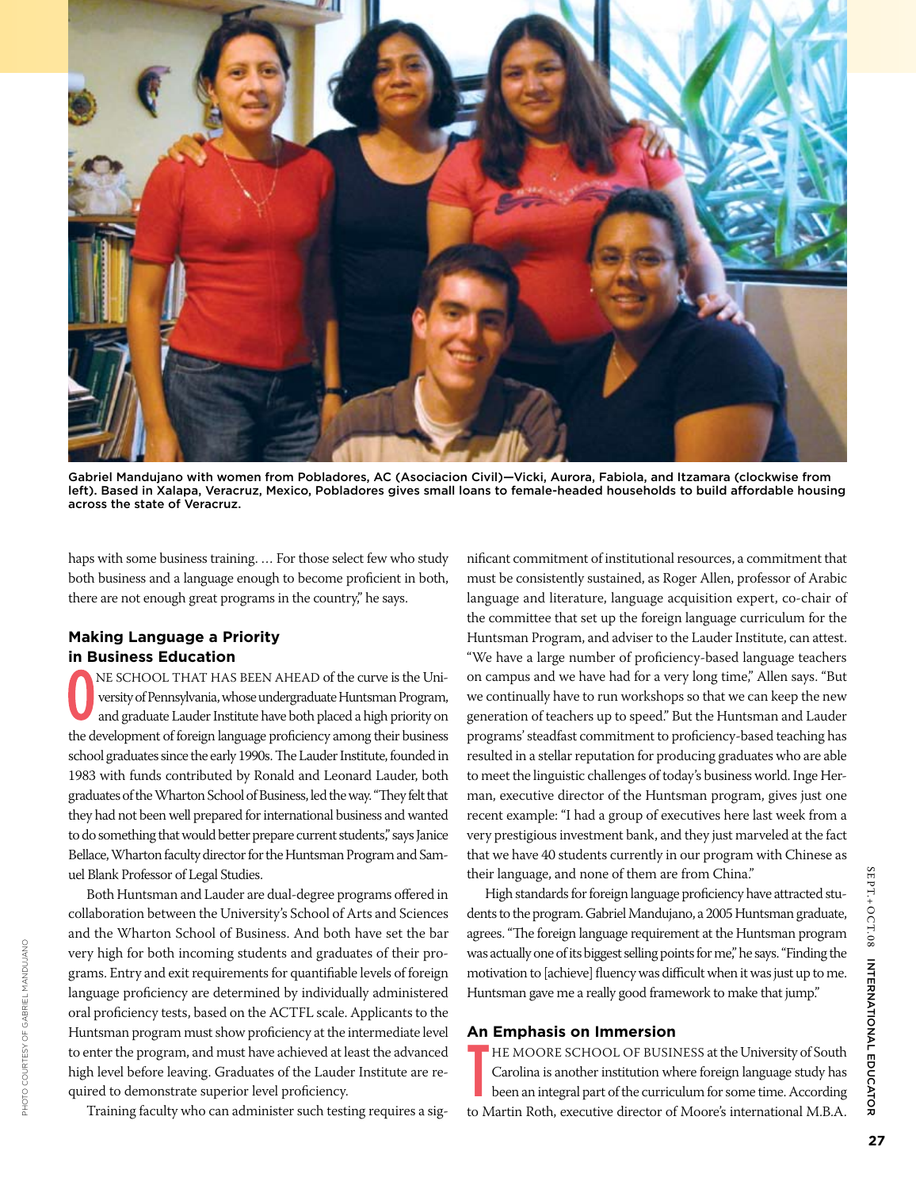Gabriel Mandujano with women from Pobladores, AC (Asociacion Civil)—Vicki, Aurora, Fabiola, and Itzamara (clockwise from left). Based in Xalapa, Veracruz, Mexico, Pobladores gives small loans to female-headed households to build affordable housing across the state of Veracruz.

haps with some business training. … For those select few who study both business and a language enough to become proficient in both, there are not enough great programs in the country," he says.

## Making Language a Priority in Business Education

One school that has been ahead of the curve is the University of Pennsylvania, whose undergraduate Huntsman Program, and graduate Lauder Institute have both placed a high priority on the development of foreign language proficiency among their business school graduates since the early 1990s. The Lauder Institute, founded in 1983 with funds contributed by Ronald and Leonard Lauder, both graduates of the Wharton School of Business, led the way. "They felt that they had not been well prepared for international business and wanted to do something that would better prepare current students," says Janice Bellace, Wharton faculty director for the Huntsman Program and Samuel Blank Professor of Legal Studies.

Both Huntsman and Lauder are dual-degree programs offered in collaboration between the University's School of Arts and Sciences and the Wharton School of Business. And both have set the bar very high for both incoming students and graduates of their programs. Entry and exit requirements for quantifiable levels of foreign language proficiency are determined by individually administered oral proficiency tests, based on the ACTFL scale. Applicants to the Huntsman program must show proficiency at the intermediate level to enter the program, and must have achieved at least the advanced high level before leaving. Graduates of the Lauder Institute are required to demonstrate superior level proficiency.

Training faculty who can administer such testing requires a significant commitment of institutional resources, a commitment that must be consistently sustained, as Roger Allen, professor of Arabic language and literature, language acquisition expert, co-chair of the committee that set up the foreign language curriculum for the Huntsman Program, and adviser to the Lauder Institute, can attest. "We have a large number of proficiency-based language teachers on campus and we have had for a very long time," Allen says. "But we continually have to run workshops so that we can keep the new generation of teachers up to speed." But the Huntsman and Lauder programs' steadfast commitment to proficiency-based teaching has resulted in a stellar reputation for producing graduates who are able to meet the linguistic challenges of today's business world. Inge Herman, executive director of the Huntsman program, gives just one recent example: "I had a group of executives here last week from a very prestigious investment bank, and they just marveled at the fact that we have 40 students currently in our program with Chinese as their language, and none of them are from China."

High standards for foreign language proficiency have attracted students to the program. Gabriel Mandujano, a 2005 Huntsman graduate, agrees. "The foreign language requirement at the Huntsman program was actually one of its biggest selling points for me," he says. "Finding the motivation to [achieve] fluency was difficult when it was just up to me. Huntsman gave me a really good framework to make that jump."

## An Emphasis on Immersion

The Moore School of Business at the University of South Carolina is another institution where foreign language study has been an integral part of the curriculum for some time. According to Martin Roth, executive director of Moore's international M.B.A.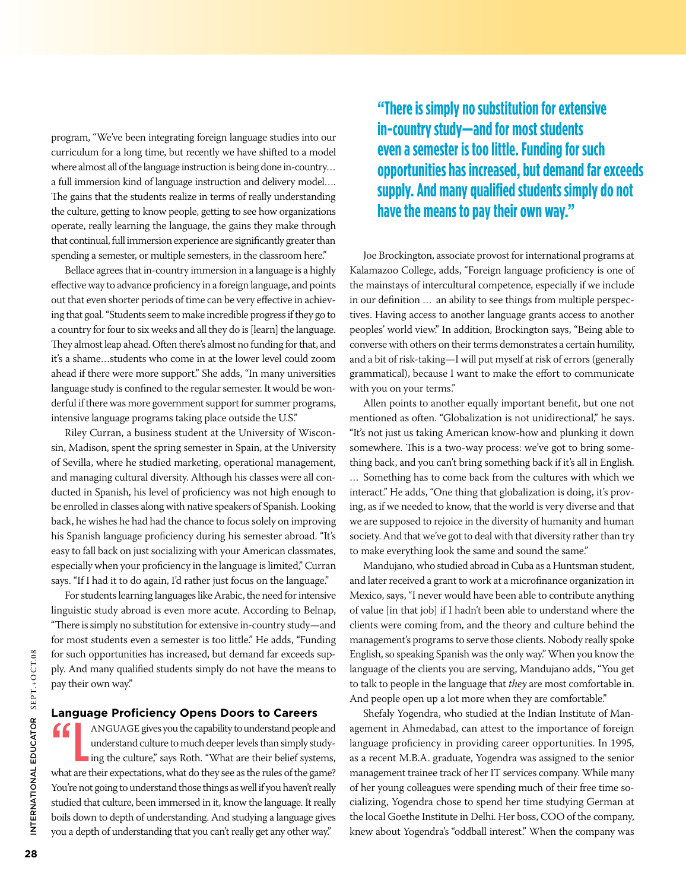program, "We've been integrating foreign language studies into our curriculum for a long time, but recently we have shifted to a model where almost all of the language instruction is being done in-country… a full immersion kind of language instruction and delivery model…. The gains that the students realize in terms of really understanding the culture, getting to know people, getting to see how organizations operate, really learning the language, the gains they make through that continual, full immersion experience are significantly greater than spending a semester, or multiple semesters, in the classroom here."

Bellace agrees that in-country immersion in a language is a highly effective way to advance proficiency in a foreign language, and points out that even shorter periods of time can be very effective in achieving that goal. "Students seem to make incredible progress if they go to a country for four to six weeks and all they do is [learn] the language. They almost leap ahead. Often there's almost no funding for that, and it's a shame…students who come in at the lower level could zoom ahead if there were more support." She adds, "In many universities language study is confined to the regular semester. It would be wonderful if there was more government support for summer programs, intensive language programs taking place outside the U.S."

Riley Curran, a business student at the University of Wisconsin, Madison, spent the spring semester in Spain, at the University of Sevilla, where he studied marketing, operational management, and managing cultural diversity. Although his classes were all conducted in Spanish, his level of proficiency was not high enough to be enrolled in classes along with native speakers of Spanish. Looking back, he wishes he had had the chance to focus solely on improving his Spanish language proficiency during his semester abroad. "It's easy to fall back on just socializing with your American classmates, especially when your proficiency in the language is limited," Curran says. "If I had it to do again, I'd rather just focus on the language."

For students learning languages like Arabic, the need for intensive linguistic study abroad is even more acute. According to Belnap, "There is simply no substitution for extensive in-country study—and for most students even a semester is too little." He adds, "Funding for such opportunities has increased, but demand far exceeds supply. And many qualified students simply do not have the means to pay their own way."

**"There is simply no substitution for extensive in-country study—and for most students even a semester is too little. Funding for such opportunities has increased, but demand far exceeds supply. And many qualified students simply do not have the means to pay their own way."**

## Language Proficiency Opens Doors to Careers

"LANGUAGE gives you the capability to understand people and understand culture to much deeper levels than simply studying the culture," says Roth. "What are their belief systems, what are their expectations, what do they see as the rules of the game? You're not going to understand those things as well if you haven't really studied that culture, been immersed in it, know the language. It really boils down to depth of understanding. And studying a language gives you a depth of understanding that you can't really get any other way."

Joe Brockington, associate provost for international programs at Kalamazoo College, adds, "Foreign language proficiency is one of the mainstays of intercultural competence, especially if we include in our definition … an ability to see things from multiple perspectives. Having access to another language grants access to another peoples' world view." In addition, Brockington says, "Being able to converse with others on their terms demonstrates a certain humility, and a bit of risk-taking—I will put myself at risk of errors (generally grammatical), because I want to make the effort to communicate with you on your terms."

Allen points to another equally important benefit, but one not mentioned as often. "Globalization is not unidirectional," he says. "It's not just us taking American know-how and plunking it down somewhere. This is a two-way process: we've got to bring something back, and you can't bring something back if it's all in English. … Something has to come back from the cultures with which we interact." He adds, "One thing that globalization is doing, it's proving, as if we needed to know, that the world is very diverse and that we are supposed to rejoice in the diversity of humanity and human society. And that we've got to deal with that diversity rather than try to make everything look the same and sound the same."

Mandujano, who studied abroad in Cuba as a Huntsman student, and later received a grant to work at a microfinance organization in Mexico, says, "I never would have been able to contribute anything of value [in that job] if I hadn't been able to understand where the clients were coming from, and the theory and culture behind the management's programs to serve those clients. Nobody really spoke English, so speaking Spanish was the only way." When you know the language of the clients you are serving, Mandujano adds, "You get to talk to people in the language that *they* are most comfortable in. And people open up a lot more when they are comfortable."

Shefaly Yogendra, who studied at the Indian Institute of Management in Ahmedabad, can attest to the importance of foreign language proficiency in providing career opportunities. In 1995, as a recent M.B.A. graduate, Yogendra was assigned to the senior management trainee track of her IT services company. While many of her young colleagues were spending much of their free time socializing, Yogendra chose to spend her time studying German at the local Goethe Institute in Delhi. Her boss, COO of the company, knew about Yogendra's "oddball interest." When the company was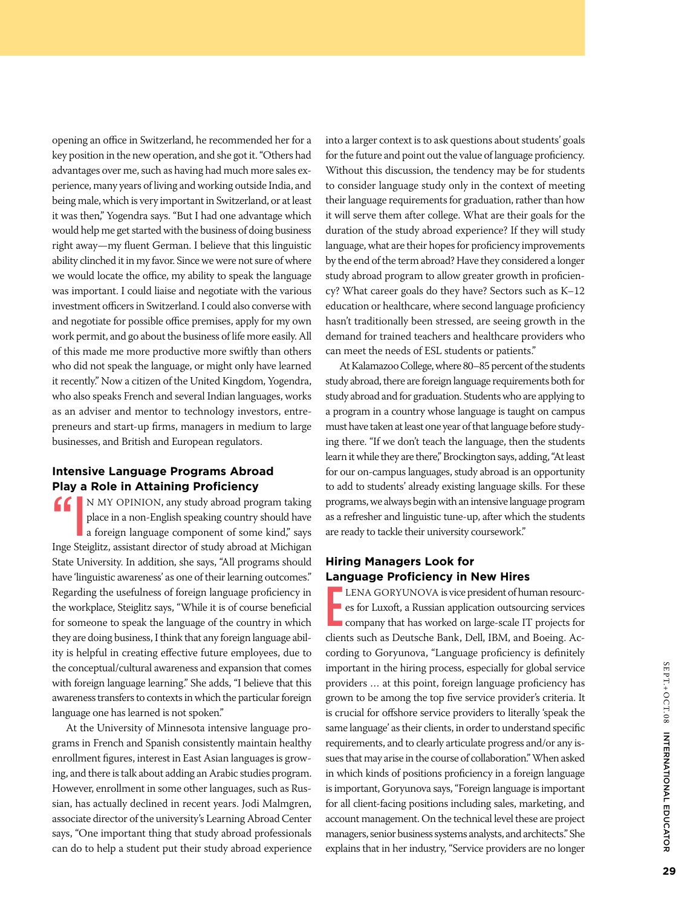opening an office in Switzerland, he recommended her for a key position in the new operation, and she got it. "Others had advantages over me, such as having had much more sales experience, many years of living and working outside India, and being male, which is very important in Switzerland, or at least it was then," Yogendra says. "But I had one advantage which would help me get started with the business of doing business right away—my fluent German. I believe that this linguistic ability clinched it in my favor. Since we were not sure of where we would locate the office, my ability to speak the language was important. I could liaise and negotiate with the various investment officers in Switzerland. I could also converse with and negotiate for possible office premises, apply for my own work permit, and go about the business of life more easily. All of this made me more productive more swiftly than others who did not speak the language, or might only have learned it recently." Now a citizen of the United Kingdom, Yogendra, who also speaks French and several Indian languages, works as an adviser and mentor to technology investors, entrepreneurs and start-up firms, managers in medium to large businesses, and British and European regulators.

## Intensive Language Programs Abroad Play a Role in Attaining Proficiency

"IN MY OPINION, any study abroad program taking place in a non-English speaking country should have a foreign language component of some kind," says Inge Steiglitz, assistant director of study abroad at Michigan State University. In addition, she says, "All programs should have 'linguistic awareness' as one of their learning outcomes." Regarding the usefulness of foreign language proficiency in the workplace, Steiglitz says, "While it is of course beneficial for someone to speak the language of the country in which they are doing business, I think that any foreign language ability is helpful in creating effective future employees, due to the conceptual/cultural awareness and expansion that comes with foreign language learning." She adds, "I believe that this awareness transfers to contexts in which the particular foreign language one has learned is not spoken."

At the University of Minnesota intensive language programs in French and Spanish consistently maintain healthy enrollment figures, interest in East Asian languages is growing, and there is talk about adding an Arabic studies program. However, enrollment in some other languages, such as Russian, has actually declined in recent years. Jodi Malmgren, associate director of the university's Learning Abroad Center says, "One important thing that study abroad professionals can do to help a student put their study abroad experience into a larger context is to ask questions about students' goals for the future and point out the value of language proficiency. Without this discussion, the tendency may be for students to consider language study only in the context of meeting their language requirements for graduation, rather than how it will serve them after college. What are their goals for the duration of the study abroad experience? If they will study language, what are their hopes for proficiency improvements by the end of the term abroad? Have they considered a longer study abroad program to allow greater growth in proficiency? What career goals do they have? Sectors such as K–12 education or healthcare, where second language proficiency hasn't traditionally been stressed, are seeing growth in the demand for trained teachers and healthcare providers who can meet the needs of ESL students or patients."

At Kalamazoo College, where 80–85 percent of the students study abroad, there are foreign language requirements both for study abroad and for graduation. Students who are applying to a program in a country whose language is taught on campus must have taken at least one year of that language before studying there. "If we don't teach the language, then the students learn it while they are there," Brockington says, adding, "At least for our on-campus languages, study abroad is an opportunity to add to students' already existing language skills. For these programs, we always begin with an intensive language program as a refresher and linguistic tune-up, after which the students are ready to tackle their university coursework."

## Hiring Managers Look for Language Proficiency in New Hires

ELENA GORYUNOVA is vice president of human resources for Luxoft, a Russian application outsourcing services company that has worked on large-scale IT projects for clients such as Deutsche Bank, Dell, IBM, and Boeing. According to Goryunova, "Language proficiency is definitely important in the hiring process, especially for global service providers ... at this point, foreign language proficiency has grown to be among the top five service provider's criteria. It is crucial for offshore service providers to literally 'speak the same language' as their clients, in order to understand specific requirements, and to clearly articulate progress and/or any issues that may arise in the course of collaboration." When asked in which kinds of positions proficiency in a foreign language is important, Goryunova says, "Foreign language is important for all client-facing positions including sales, marketing, and account management. On the technical level these are project managers, senior business systems analysts, and architects." She explains that in her industry, "Service providers are no longer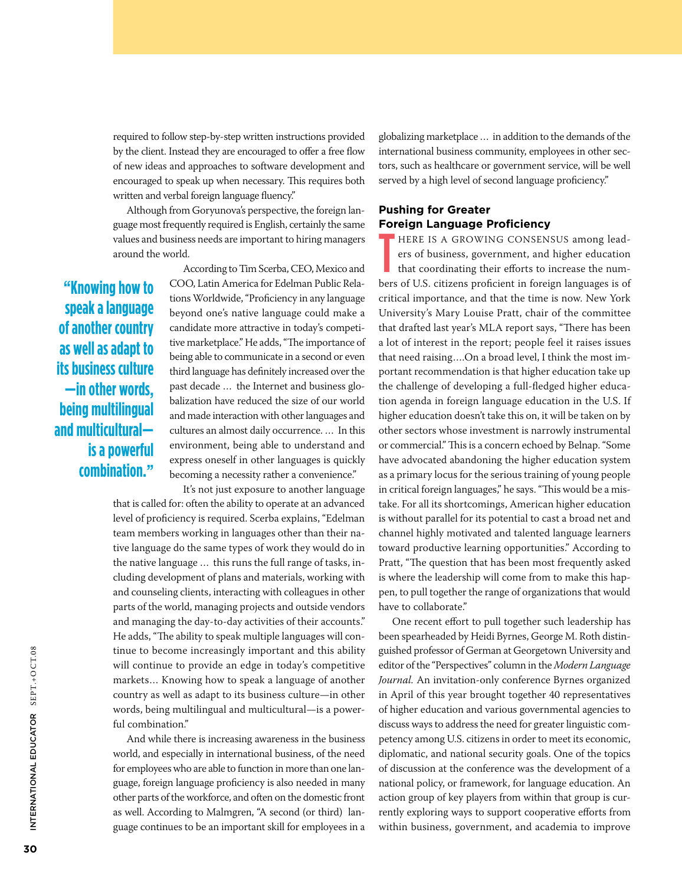required to follow step-by-step written instructions provided by the client. Instead they are encouraged to offer a free flow of new ideas and approaches to software development and encouraged to speak up when necessary. This requires both written and verbal foreign language fluency."

Although from Goryunova's perspective, the foreign language most frequently required is English, certainly the same values and business needs are important to hiring managers around the world.

According to Tim Scerba, CEO, Mexico and COO, Latin America for Edelman Public Relations Worldwide, "Proficiency in any language beyond one's native language could make a candidate more attractive in today's competitive marketplace." He adds, "The importance of being able to communicate in a second or even third language has definitely increased over the past decade … the Internet and business globalization have reduced the size of our world and made interaction with other languages and cultures an almost daily occurrence. … In this environment, being able to understand and express oneself in other languages is quickly becoming a necessity rather a convenience."

> **"Knowing how to speak a language of another country as well as adapt to its business culture—in other words, being multilingual and multicultural—is a powerful combination."**

It's not just exposure to another language that is called for: often the ability to operate at an advanced level of proficiency is required. Scerba explains, "Edelman team members working in languages other than their native language do the same types of work they would do in the native language … this runs the full range of tasks, including development of plans and materials, working with and counseling clients, interacting with colleagues in other parts of the world, managing projects and outside vendors and managing the day-to-day activities of their accounts." He adds, "The ability to speak multiple languages will continue to become increasingly important and this ability will continue to provide an edge in today's competitive markets… Knowing how to speak a language of another country as well as adapt to its business culture—in other words, being multilingual and multicultural—is a powerful combination."

And while there is increasing awareness in the business world, and especially in international business, of the need for employees who are able to function in more than one language, foreign language proficiency is also needed in many other parts of the workforce, and often on the domestic front as well. According to Malmgren, "A second (or third) language continues to be an important skill for employees in a globalizing marketplace … in addition to the demands of the international business community, employees in other sectors, such as healthcare or government service, will be well served by a high level of second language proficiency."

## Pushing for Greater Foreign Language Proficiency

There is a growing consensus among leaders of business, government, and higher education that coordinating their efforts to increase the numbers of U.S. citizens proficient in foreign languages is of critical importance, and that the time is now. New York University's Mary Louise Pratt, chair of the committee that drafted last year's MLA report says, "There has been a lot of interest in the report; people feel it raises issues that need raising….On a broad level, I think the most important recommendation is that higher education take up the challenge of developing a full-fledged higher education agenda in foreign language education in the U.S. If higher education doesn't take this on, it will be taken on by other sectors whose investment is narrowly instrumental or commercial." This is a concern echoed by Belnap. "Some have advocated abandoning the higher education system as a primary locus for the serious training of young people in critical foreign languages," he says. "This would be a mistake. For all its shortcomings, American higher education is without parallel for its potential to cast a broad net and channel highly motivated and talented language learners toward productive learning opportunities." According to Pratt, "The question that has been most frequently asked is where the leadership will come from to make this happen, to pull together the range of organizations that would have to collaborate."

One recent effort to pull together such leadership has been spearheaded by Heidi Byrnes, George M. Roth distinguished professor of German at Georgetown University and editor of the "Perspectives" column in the *Modern Language Journal*. An invitation-only conference Byrnes organized in April of this year brought together 40 representatives of higher education and various governmental agencies to discuss ways to address the need for greater linguistic competency among U.S. citizens in order to meet its economic, diplomatic, and national security goals. One of the topics of discussion at the conference was the development of a national policy, or framework, for language education. An action group of key players from within that group is currently exploring ways to support cooperative efforts from within business, government, and academia to improve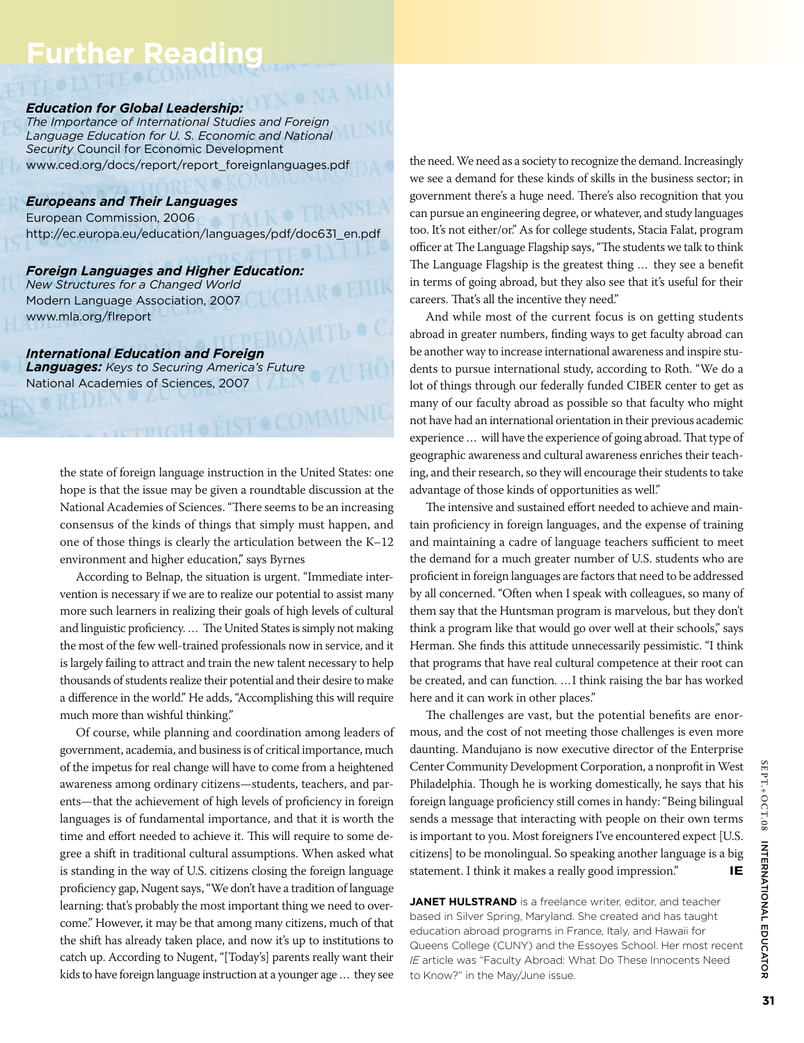## Further Reading

***Education for Global Leadership:***
*The Importance of International Studies and Foreign Language Education for U. S. Economic and National Security* Council for Economic Development
www.ced.org/docs/report/report_foreignlanguages.pdf

***Europeans and Their Languages***
European Commission, 2006
http://ec.europa.eu/education/languages/pdf/doc631_en.pdf

***Foreign Languages and Higher Education:***
*New Structures for a Changed World*
Modern Language Association, 2007
www.mla.org/flreport

***International Education and Foreign Languages:*** *Keys to Securing America's Future*
National Academies of Sciences, 2007

the state of foreign language instruction in the United States: one hope is that the issue may be given a roundtable discussion at the National Academies of Sciences. "There seems to be an increasing consensus of the kinds of things that simply must happen, and one of those things is clearly the articulation between the K–12 environment and higher education," says Byrnes

According to Belnap, the situation is urgent. "Immediate intervention is necessary if we are to realize our potential to assist many more such learners in realizing their goals of high levels of cultural and linguistic proficiency. … The United States is simply not making the most of the few well-trained professionals now in service, and it is largely failing to attract and train the new talent necessary to help thousands of students realize their potential and their desire to make a difference in the world." He adds, "Accomplishing this will require much more than wishful thinking."

Of course, while planning and coordination among leaders of government, academia, and business is of critical importance, much of the impetus for real change will have to come from a heightened awareness among ordinary citizens—students, teachers, and parents—that the achievement of high levels of proficiency in foreign languages is of fundamental importance, and that it is worth the time and effort needed to achieve it. This will require to some degree a shift in traditional cultural assumptions. When asked what is standing in the way of U.S. citizens closing the foreign language proficiency gap, Nugent says, "We don't have a tradition of language learning: that's probably the most important thing we need to overcome." However, it may be that among many citizens, much of that the shift has already taken place, and now it's up to institutions to catch up. According to Nugent, "[Today's] parents really want their kids to have foreign language instruction at a younger age … they see the need. We need as a society to recognize the demand. Increasingly we see a demand for these kinds of skills in the business sector; in government there's a huge need. There's also recognition that you can pursue an engineering degree, or whatever, and study languages too. It's not either/or." As for college students, Stacia Falat, program officer at The Language Flagship says, "The students we talk to think The Language Flagship is the greatest thing … they see a benefit in terms of going abroad, but they also see that it's useful for their careers. That's all the incentive they need."

And while most of the current focus is on getting students abroad in greater numbers, finding ways to get faculty abroad can be another way to increase international awareness and inspire students to pursue international study, according to Roth. "We do a lot of things through our federally funded CIBER center to get as many of our faculty abroad as possible so that faculty who might not have had an international orientation in their previous academic experience … will have the experience of going abroad. That type of geographic awareness and cultural awareness enriches their teaching, and their research, so they will encourage their students to take advantage of those kinds of opportunities as well."

The intensive and sustained effort needed to achieve and maintain proficiency in foreign languages, and the expense of training and maintaining a cadre of language teachers sufficient to meet the demand for a much greater number of U.S. students who are proficient in foreign languages are factors that need to be addressed by all concerned. "Often when I speak with colleagues, so many of them say that the Huntsman program is marvelous, but they don't think a program like that would go over well at their schools," says Herman. She finds this attitude unnecessarily pessimistic. "I think that programs that have real cultural competence at their root can be created, and can function. …I think raising the bar has worked here and it can work in other places."

The challenges are vast, but the potential benefits are enormous, and the cost of not meeting those challenges is even more daunting. Mandujano is now executive director of the Enterprise Center Community Development Corporation, a nonprofit in West Philadelphia. Though he is working domestically, he says that his foreign language proficiency still comes in handy: "Being bilingual sends a message that interacting with people on their own terms is important to you. Most foreigners I've encountered expect [U.S. citizens] to be monolingual. So speaking another language is a big statement. I think it makes a really good impression." **IE**

**JANET HULSTRAND** is a freelance writer, editor, and teacher based in Silver Spring, Maryland. She created and has taught education abroad programs in France, Italy, and Hawaii for Queens College (CUNY) and the Essoyes School. Her most recent *IE* article was "Faculty Abroad: What Do These Innocents Need to Know?" in the May/June issue.